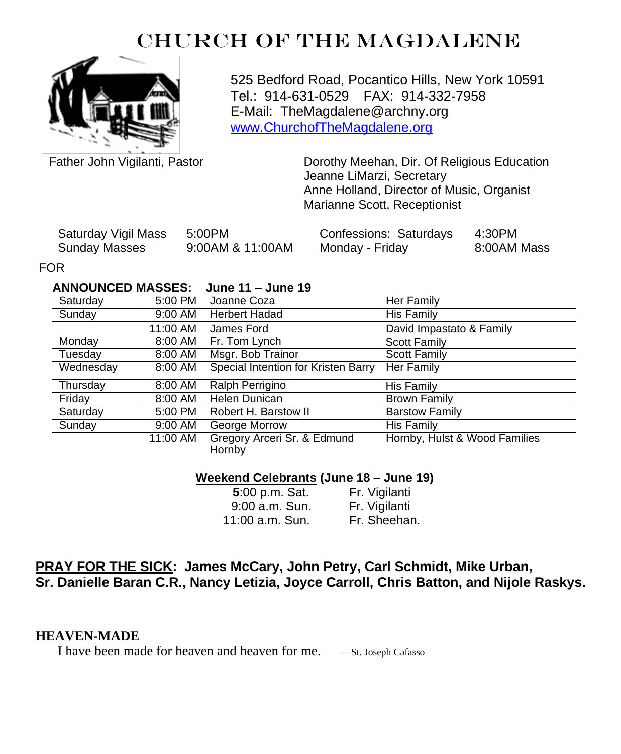# CHURCH OF THE MAGDALENE

525 Bedford Road, Pocantico Hills, New York 10591
Tel.: 914-631-0529 FAX: 914-332-7958
E-Mail: TheMagdalene@archny.org
www.ChurchofTheMagdalene.org

Father John Vigilanti, Pastor

Dorothy Meehan, Dir. Of Religious Education
Jeanne LiMarzi, Secretary
Anne Holland, Director of Music, Organist
Marianne Scott, Receptionist

| | | | |
|---|---|---|---|
| Saturday Vigil Mass | 5:00PM | Confessions: Saturdays | 4:30PM |
| Sunday Masses | 9:00AM & 11:00AM | Monday - Friday | 8:00AM Mass |

FOR

**ANNOUNCED MASSES: June 11 – June 19**

| | | | |
|---|---|---|---|
| Saturday | 5:00 PM | Joanne Coza | Her Family |
| Sunday | 9:00 AM | Herbert Hadad | His Family |
| | 11:00 AM | James Ford | David Impastato & Family |
| Monday | 8:00 AM | Fr. Tom Lynch | Scott Family |
| Tuesday | 8:00 AM | Msgr. Bob Trainor | Scott Family |
| Wednesday | 8:00 AM | Special Intention for Kristen Barry | Her Family |
| Thursday | 8:00 AM | Ralph Perrigino | His Family |
| Friday | 8:00 AM | Helen Dunican | Brown Family |
| Saturday | 5:00 PM | Robert H. Barstow II | Barstow Family |
| Sunday | 9:00 AM | George Morrow | His Family |
| | 11:00 AM | Gregory Arceri Sr. & Edmund Hornby | Hornby, Hulst & Wood Families |

**Weekend Celebrants (June 18 – June 19)**

| | |
|---|---|
| **5**:00 p.m. Sat. | Fr. Vigilanti |
| 9:00 a.m. Sun. | Fr. Vigilanti |
| 11:00 a.m. Sun. | Fr. Sheehan. |

**PRAY FOR THE SICK: James McCary, John Petry, Carl Schmidt, Mike Urban, Sr. Danielle Baran C.R., Nancy Letizia, Joyce Carroll, Chris Batton, and Nijole Raskys.**

**HEAVEN-MADE**

I have been made for heaven and heaven for me. —St. Joseph Cafasso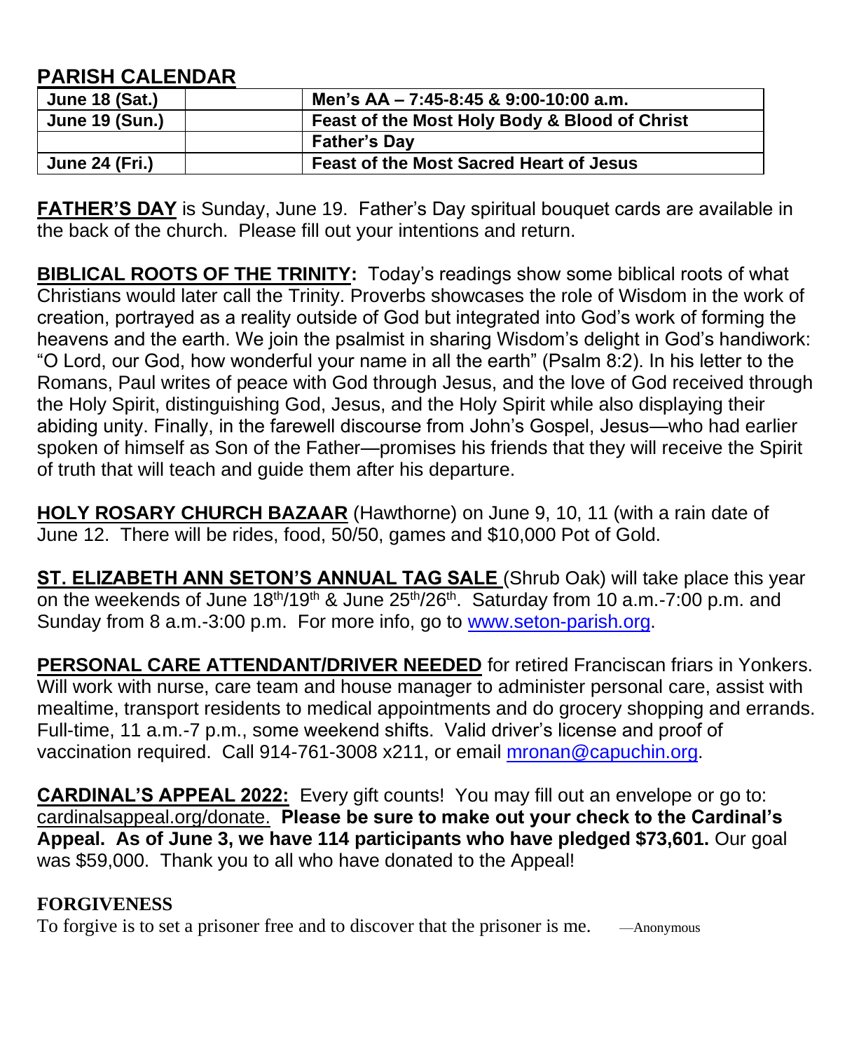## PARISH CALENDAR

| June 18 (Sat.) | | Men's AA – 7:45-8:45 & 9:00-10:00 a.m. |
|---|---|---|
| June 19 (Sun.) | | Feast of the Most Holy Body & Blood of Christ |
| | | Father's Day |
| June 24 (Fri.) | | Feast of the Most Sacred Heart of Jesus |

**FATHER'S DAY** is Sunday, June 19. Father's Day spiritual bouquet cards are available in the back of the church. Please fill out your intentions and return.

**BIBLICAL ROOTS OF THE TRINITY:** Today's readings show some biblical roots of what Christians would later call the Trinity. Proverbs showcases the role of Wisdom in the work of creation, portrayed as a reality outside of God but integrated into God's work of forming the heavens and the earth. We join the psalmist in sharing Wisdom's delight in God's handiwork: "O Lord, our God, how wonderful your name in all the earth" (Psalm 8:2). In his letter to the Romans, Paul writes of peace with God through Jesus, and the love of God received through the Holy Spirit, distinguishing God, Jesus, and the Holy Spirit while also displaying their abiding unity. Finally, in the farewell discourse from John's Gospel, Jesus—who had earlier spoken of himself as Son of the Father—promises his friends that they will receive the Spirit of truth that will teach and guide them after his departure.

**HOLY ROSARY CHURCH BAZAAR** (Hawthorne) on June 9, 10, 11 (with a rain date of June 12. There will be rides, food, 50/50, games and $10,000 Pot of Gold.

**ST. ELIZABETH ANN SETON'S ANNUAL TAG SALE** (Shrub Oak) will take place this year on the weekends of June 18th/19th & June 25th/26th. Saturday from 10 a.m.-7:00 p.m. and Sunday from 8 a.m.-3:00 p.m. For more info, go to www.seton-parish.org.

**PERSONAL CARE ATTENDANT/DRIVER NEEDED** for retired Franciscan friars in Yonkers. Will work with nurse, care team and house manager to administer personal care, assist with mealtime, transport residents to medical appointments and do grocery shopping and errands. Full-time, 11 a.m.-7 p.m., some weekend shifts. Valid driver's license and proof of vaccination required. Call 914-761-3008 x211, or email mronan@capuchin.org.

**CARDINAL'S APPEAL 2022:** Every gift counts! You may fill out an envelope or go to: cardinalsappeal.org/donate. **Please be sure to make out your check to the Cardinal's Appeal. As of June 3, we have 114 participants who have pledged $73,601.** Our goal was $59,000. Thank you to all who have donated to the Appeal!

**FORGIVENESS**

To forgive is to set a prisoner free and to discover that the prisoner is me. —Anonymous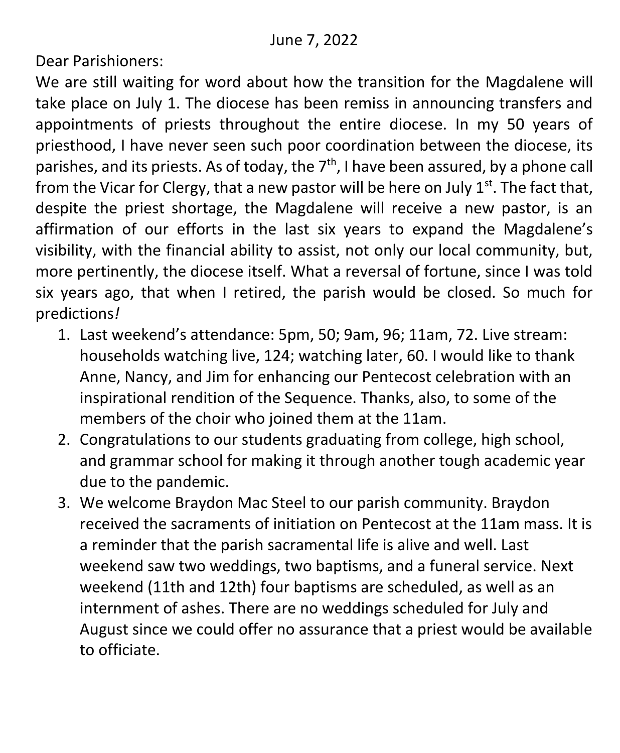June 7, 2022

Dear Parishioners:

We are still waiting for word about how the transition for the Magdalene will take place on July 1. The diocese has been remiss in announcing transfers and appointments of priests throughout the entire diocese. In my 50 years of priesthood, I have never seen such poor coordination between the diocese, its parishes, and its priests. As of today, the 7th, I have been assured, by a phone call from the Vicar for Clergy, that a new pastor will be here on July 1st. The fact that, despite the priest shortage, the Magdalene will receive a new pastor, is an affirmation of our efforts in the last six years to expand the Magdalene's visibility, with the financial ability to assist, not only our local community, but, more pertinently, the diocese itself. What a reversal of fortune, since I was told six years ago, that when I retired, the parish would be closed. So much for predictions*!*

1. Last weekend's attendance: 5pm, 50; 9am, 96; 11am, 72. Live stream: households watching live, 124; watching later, 60. I would like to thank Anne, Nancy, and Jim for enhancing our Pentecost celebration with an inspirational rendition of the Sequence. Thanks, also, to some of the members of the choir who joined them at the 11am.
2. Congratulations to our students graduating from college, high school, and grammar school for making it through another tough academic year due to the pandemic.
3. We welcome Braydon Mac Steel to our parish community. Braydon received the sacraments of initiation on Pentecost at the 11am mass. It is a reminder that the parish sacramental life is alive and well. Last weekend saw two weddings, two baptisms, and a funeral service. Next weekend (11th and 12th) four baptisms are scheduled, as well as an internment of ashes. There are no weddings scheduled for July and August since we could offer no assurance that a priest would be available to officiate.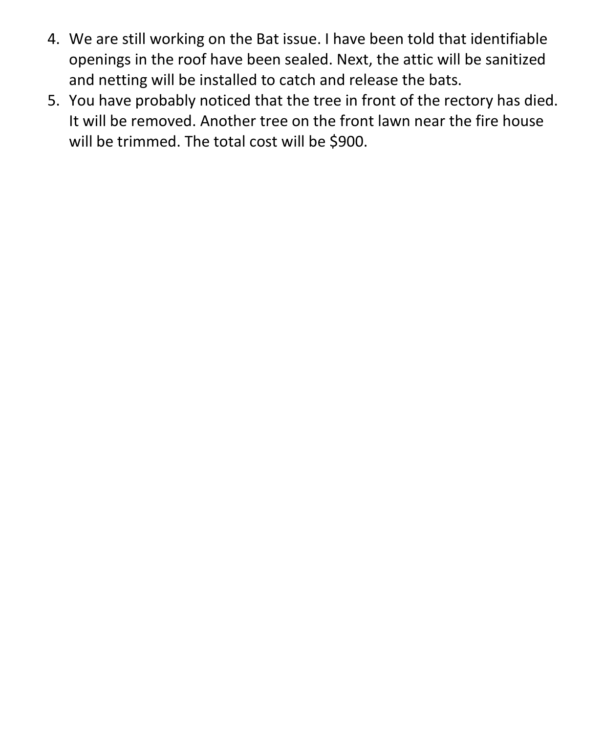4. We are still working on the Bat issue. I have been told that identifiable openings in the roof have been sealed. Next, the attic will be sanitized and netting will be installed to catch and release the bats.
5. You have probably noticed that the tree in front of the rectory has died. It will be removed. Another tree on the front lawn near the fire house will be trimmed. The total cost will be $900.